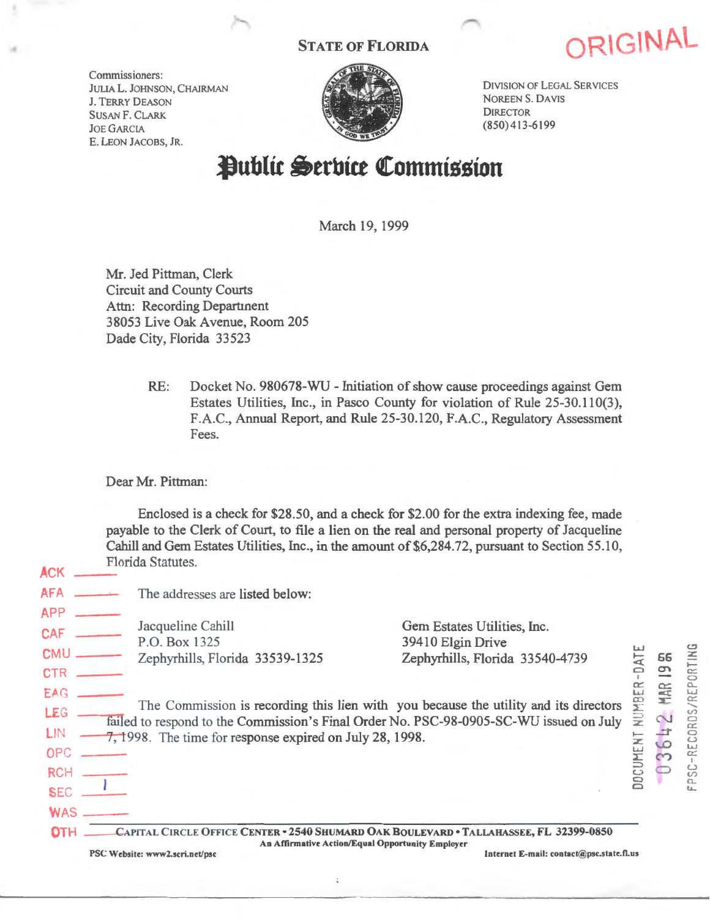STATE OF FLORIDA

ORIGINAL

Commissioners:
JULIA L. JOHNSON, CHAIRMAN
J. TERRY DEASON
SUSAN F. CLARK
JOE GARCIA
E. LEON JACOBS, JR.

DIVISION OF LEGAL SERVICES
NOREEN S. DAVIS
DIRECTOR
(850) 413-6199

# Public Service Commission

March 19, 1999

Mr. Jed Pittman, Clerk
Circuit and County Courts
Attn: Recording Department
38053 Live Oak Avenue, Room 205
Dade City, Florida 33523

RE: Docket No. 980678-WU - Initiation of show cause proceedings against Gem Estates Utilities, Inc., in Pasco County for violation of Rule 25-30.110(3), F.A.C., Annual Report, and Rule 25-30.120, F.A.C., Regulatory Assessment Fees.

Dear Mr. Pittman:

Enclosed is a check for $28.50, and a check for $2.00 for the extra indexing fee, made payable to the Clerk of Court, to file a lien on the real and personal property of Jacqueline Cahill and Gem Estates Utilities, Inc., in the amount of $6,284.72, pursuant to Section 55.10, Florida Statutes.

The addresses are listed below:

Jacqueline Cahill
P.O. Box 1325
Zephyrhills, Florida 33539-1325

Gem Estates Utilities, Inc.
39410 Elgin Drive
Zephyrhills, Florida 33540-4739

The Commission is recording this lien with you because the utility and its directors failed to respond to the Commission's Final Order No. PSC-98-0905-SC-WU issued on July 7, 1998. The time for response expired on July 28, 1998.

ACK
AFA
APP
CAF
CMU
CTR
EAG
LEG
LIN
OPC
RCH
SEC 1
WAS
OTH

DOCUMENT NUMBER-DATE
03642 MAR 19 99
FPSC-RECORDS/REPORTING

CAPITAL CIRCLE OFFICE CENTER • 2540 SHUMARD OAK BOULEVARD • TALLAHASSEE, FL 32399-0850
An Affirmative Action/Equal Opportunity Employer
PSC Website: www2.scri.net/psc Internet E-mail: contact@psc.state.fl.us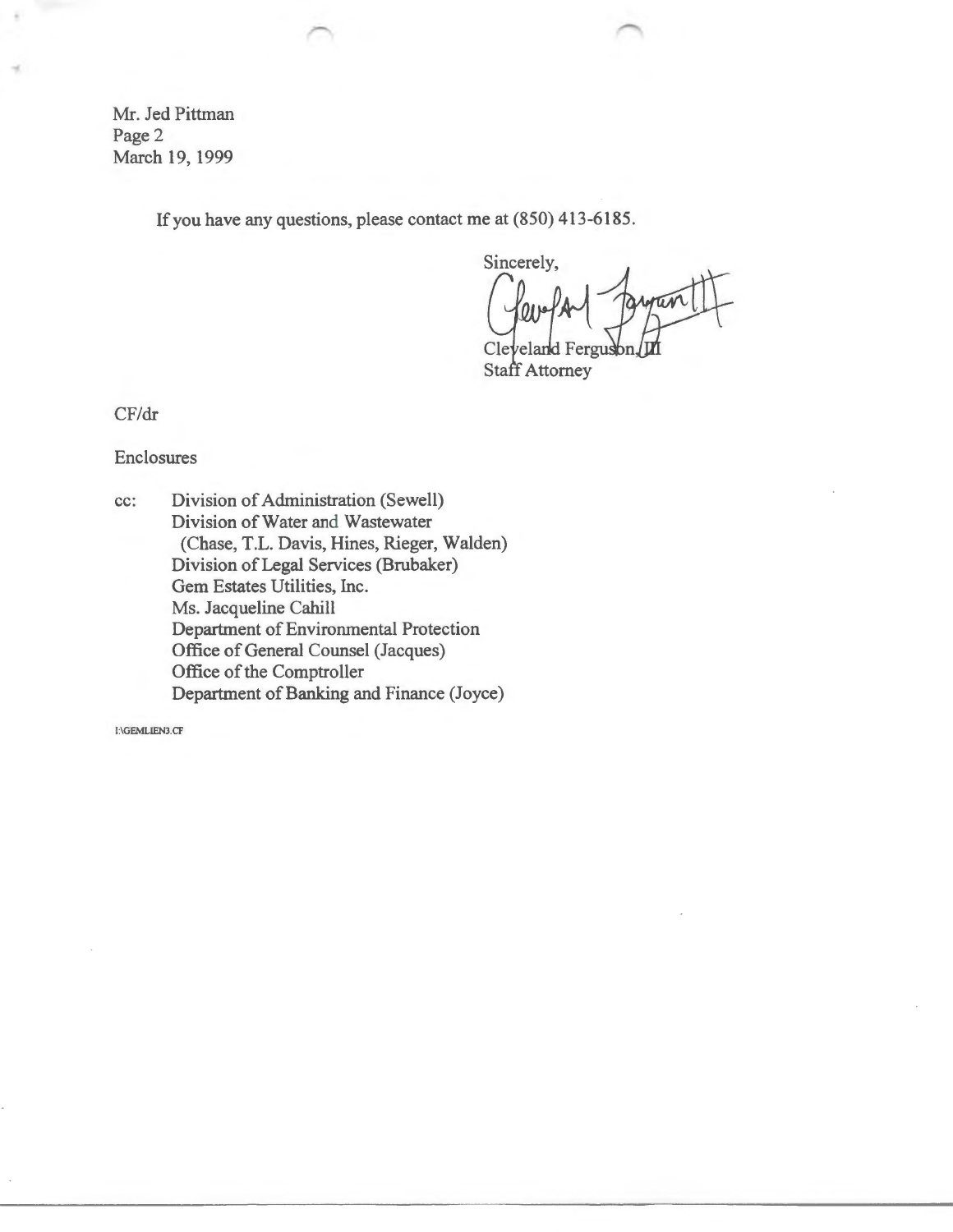Mr. Jed Pittman
Page 2
March 19, 1999

If you have any questions, please contact me at (850) 413-6185.

Sincerely,

Cleveland Ferguson, III
Staff Attorney

CF/dr

Enclosures

cc: Division of Administration (Sewell)
Division of Water and Wastewater
(Chase, T.L. Davis, Hines, Rieger, Walden)
Division of Legal Services (Brubaker)
Gem Estates Utilities, Inc.
Ms. Jacqueline Cahill
Department of Environmental Protection
Office of General Counsel (Jacques)
Office of the Comptroller
Department of Banking and Finance (Joyce)

I:\GEMLIEN3.CF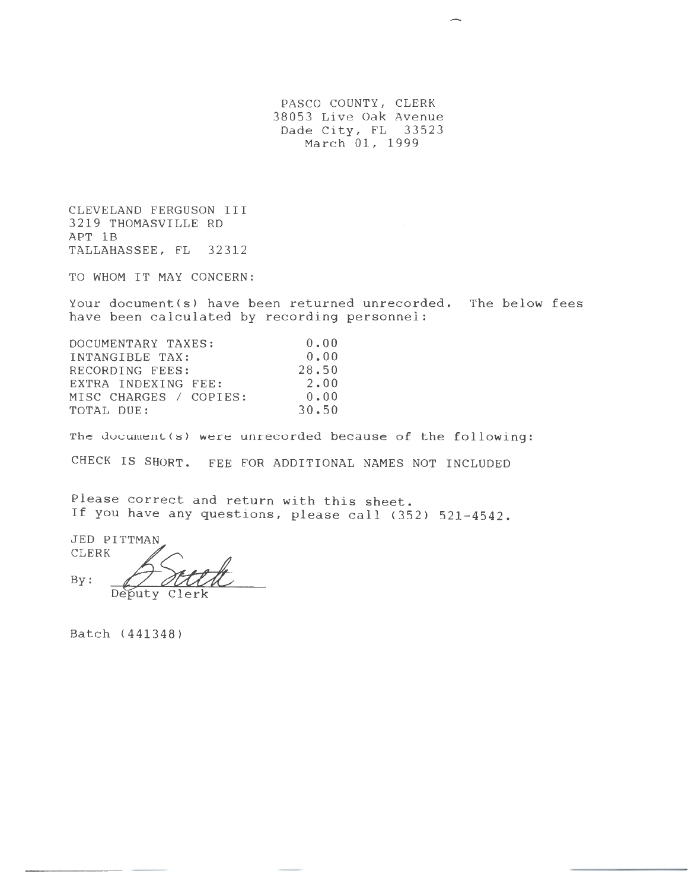PASCO COUNTY, CLERK
38053 Live Oak Avenue
Dade City, FL 33523
March 01, 1999

CLEVELAND FERGUSON III
3219 THOMASVILLE RD
APT 1B
TALLAHASSEE, FL 32312

TO WHOM IT MAY CONCERN:

Your document(s) have been returned unrecorded. The below fees have been calculated by recording personnel:

| | |
|---|---|
| DOCUMENTARY TAXES: | 0.00 |
| INTANGIBLE TAX: | 0.00 |
| RECORDING FEES: | 28.50 |
| EXTRA INDEXING FEE: | 2.00 |
| MISC CHARGES / COPIES: | 0.00 |
| TOTAL DUE: | 30.50 |

The document(s) were unrecorded because of the following:

CHECK IS SHORT. FEE FOR ADDITIONAL NAMES NOT INCLUDED

Please correct and return with this sheet.
If you have any questions, please call (352) 521-4542.

JED PITTMAN
CLERK

By: B Smith
Deputy Clerk

Batch (441348)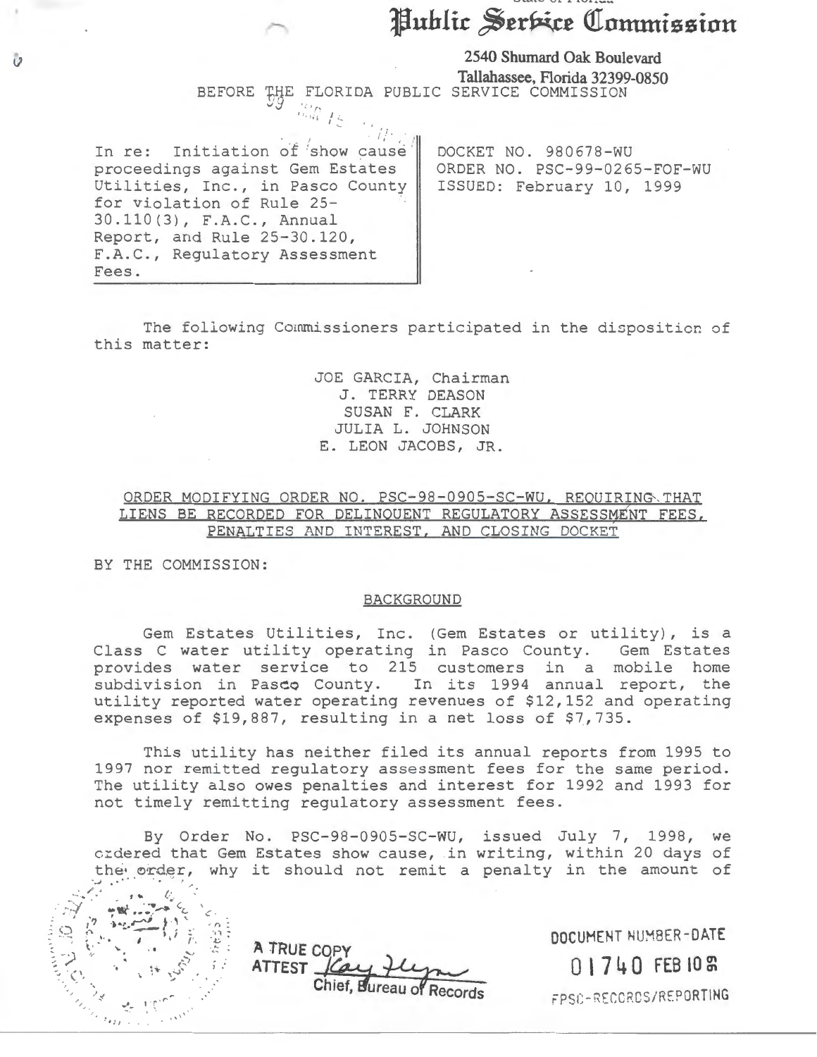# Public Service Commission

2540 Shumard Oak Boulevard
Tallahassee, Florida 32399-0850

BEFORE THE FLORIDA PUBLIC SERVICE COMMISSION

| In re: Initiation of show cause proceedings against Gem Estates Utilities, Inc., in Pasco County for violation of Rule 25-30.110(3), F.A.C., Annual Report, and Rule 25-30.120, F.A.C., Regulatory Assessment Fees. | DOCKET NO. 980678-WU<br>ORDER NO. PSC-99-0265-FOF-WU<br>ISSUED: February 10, 1999 |
|---|---|

The following Commissioners participated in the disposition of this matter:

JOE GARCIA, Chairman
J. TERRY DEASON
SUSAN F. CLARK
JULIA L. JOHNSON
E. LEON JACOBS, JR.

ORDER MODIFYING ORDER NO. PSC-98-0905-SC-WU, REQUIRING THAT LIENS BE RECORDED FOR DELINQUENT REGULATORY ASSESSMENT FEES, PENALTIES AND INTEREST, AND CLOSING DOCKET

BY THE COMMISSION:

BACKGROUND

Gem Estates Utilities, Inc. (Gem Estates or utility), is a Class C water utility operating in Pasco County. Gem Estates provides water service to 215 customers in a mobile home subdivision in Pasco County. In its 1994 annual report, the utility reported water operating revenues of $12,152 and operating expenses of $19,887, resulting in a net loss of $7,735.

This utility has neither filed its annual reports from 1995 to 1997 nor remitted regulatory assessment fees for the same period. The utility also owes penalties and interest for 1992 and 1993 for not timely remitting regulatory assessment fees.

By Order No. PSC-98-0905-SC-WU, issued July 7, 1998, we ordered that Gem Estates show cause, in writing, within 20 days of the order, why it should not remit a penalty in the amount of

A TRUE COPY
ATTEST
Chief, Bureau of Records

DOCUMENT NUMBER-DATE
01740 FEB 10 99
FPSC-RECORDS/REPORTING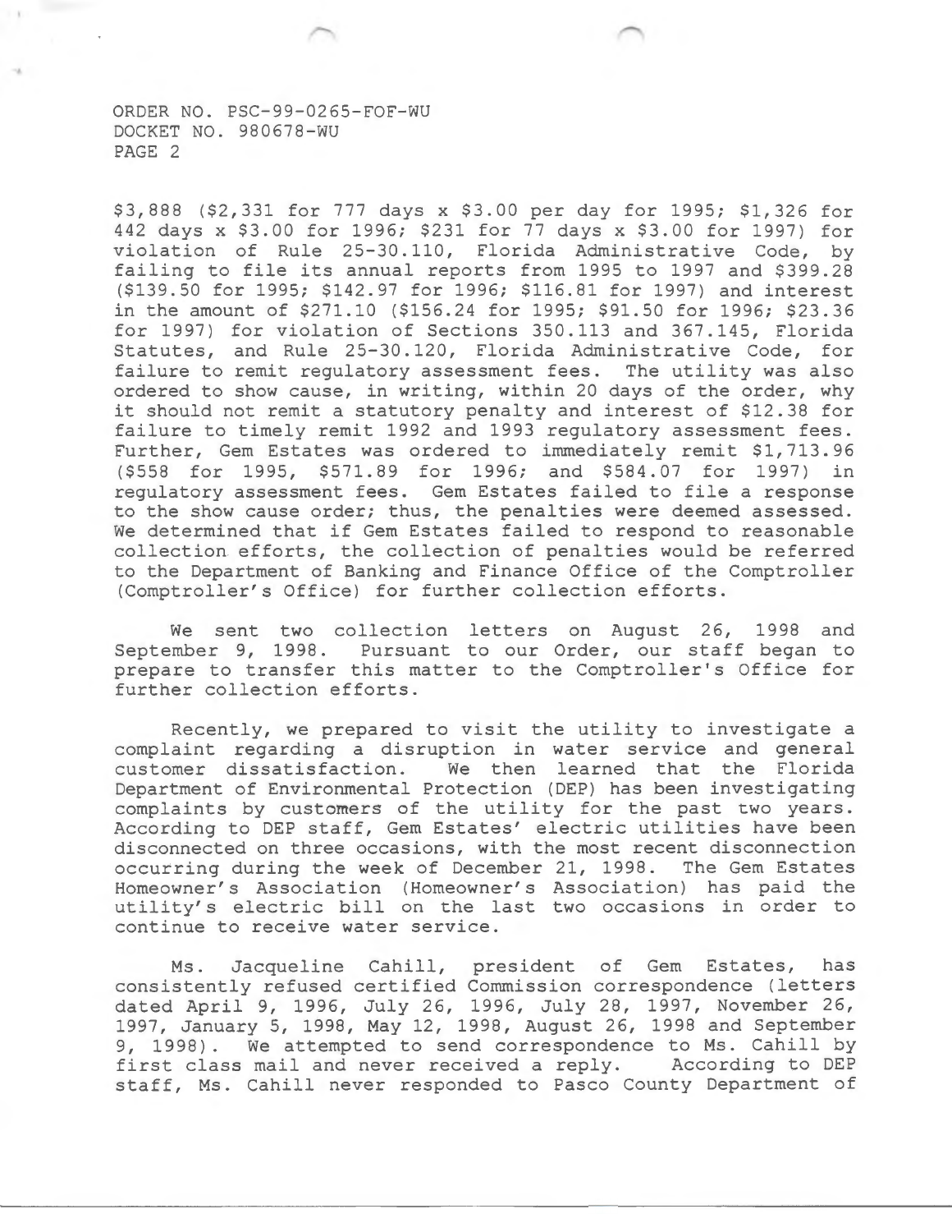$3,888 ($2,331 for 777 days x $3.00 per day for 1995; $1,326 for 442 days x $3.00 for 1996; $231 for 77 days x $3.00 for 1997) for violation of Rule 25-30.110, Florida Administrative Code, by failing to file its annual reports from 1995 to 1997 and $399.28 ($139.50 for 1995; $142.97 for 1996; $116.81 for 1997) and interest in the amount of $271.10 ($156.24 for 1995; $91.50 for 1996; $23.36 for 1997) for violation of Sections 350.113 and 367.145, Florida Statutes, and Rule 25-30.120, Florida Administrative Code, for failure to remit regulatory assessment fees. The utility was also ordered to show cause, in writing, within 20 days of the order, why it should not remit a statutory penalty and interest of $12.38 for failure to timely remit 1992 and 1993 regulatory assessment fees. Further, Gem Estates was ordered to immediately remit $1,713.96 ($558 for 1995, $571.89 for 1996; and $584.07 for 1997) in regulatory assessment fees. Gem Estates failed to file a response to the show cause order; thus, the penalties were deemed assessed. We determined that if Gem Estates failed to respond to reasonable collection efforts, the collection of penalties would be referred to the Department of Banking and Finance Office of the Comptroller (Comptroller's Office) for further collection efforts.

We sent two collection letters on August 26, 1998 and September 9, 1998. Pursuant to our Order, our staff began to prepare to transfer this matter to the Comptroller's Office for further collection efforts.

Recently, we prepared to visit the utility to investigate a complaint regarding a disruption in water service and general customer dissatisfaction. We then learned that the Florida Department of Environmental Protection (DEP) has been investigating complaints by customers of the utility for the past two years. According to DEP staff, Gem Estates' electric utilities have been disconnected on three occasions, with the most recent disconnection occurring during the week of December 21, 1998. The Gem Estates Homeowner's Association (Homeowner's Association) has paid the utility's electric bill on the last two occasions in order to continue to receive water service.

Ms. Jacqueline Cahill, president of Gem Estates, has consistently refused certified Commission correspondence (letters dated April 9, 1996, July 26, 1996, July 28, 1997, November 26, 1997, January 5, 1998, May 12, 1998, August 26, 1998 and September 9, 1998). We attempted to send correspondence to Ms. Cahill by first class mail and never received a reply. According to DEP staff, Ms. Cahill never responded to Pasco County Department of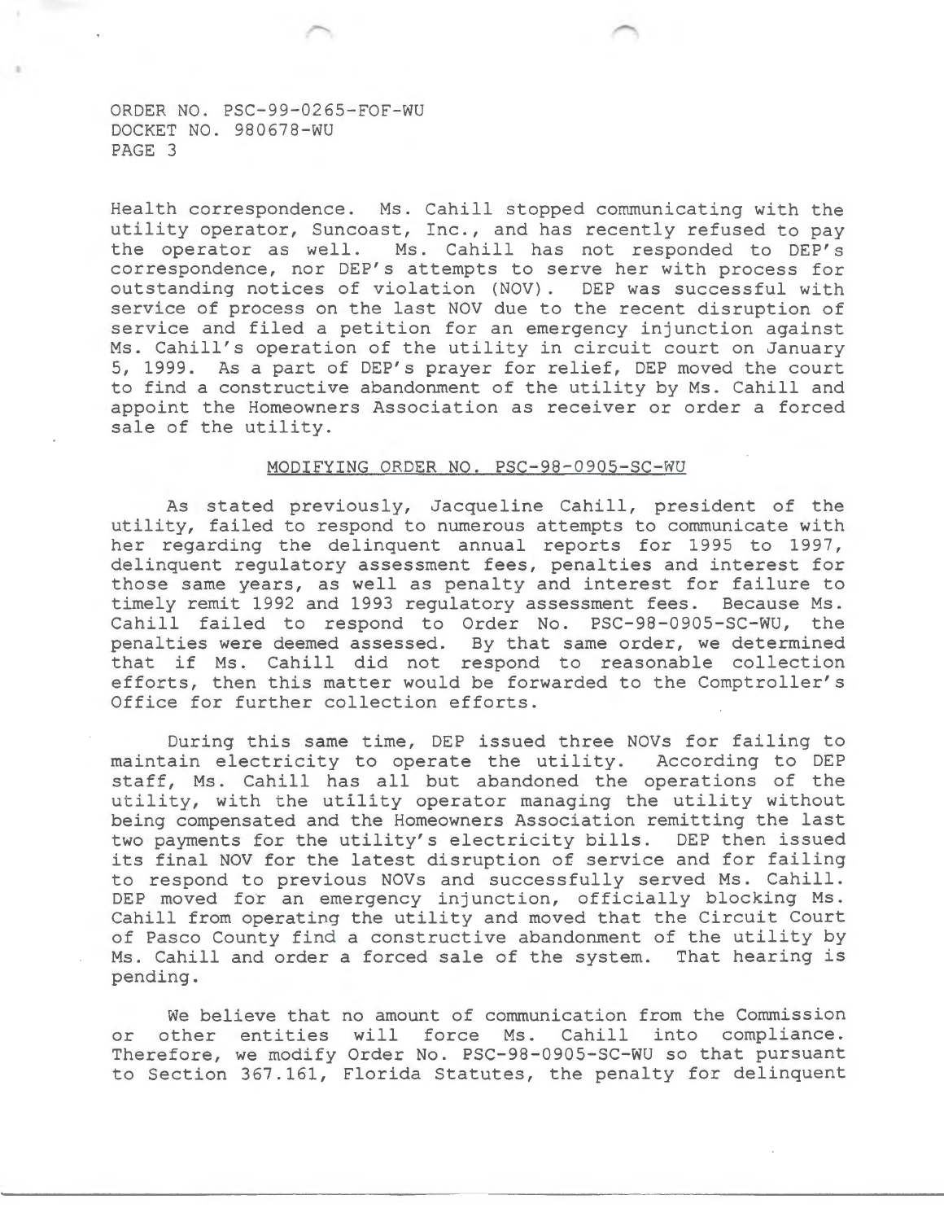Health correspondence. Ms. Cahill stopped communicating with the utility operator, Suncoast, Inc., and has recently refused to pay the operator as well. Ms. Cahill has not responded to DEP's correspondence, nor DEP's attempts to serve her with process for outstanding notices of violation (NOV). DEP was successful with service of process on the last NOV due to the recent disruption of service and filed a petition for an emergency injunction against Ms. Cahill's operation of the utility in circuit court on January 5, 1999. As a part of DEP's prayer for relief, DEP moved the court to find a constructive abandonment of the utility by Ms. Cahill and appoint the Homeowners Association as receiver or order a forced sale of the utility.

## MODIFYING ORDER NO. PSC-98-0905-SC-WU

As stated previously, Jacqueline Cahill, president of the utility, failed to respond to numerous attempts to communicate with her regarding the delinquent annual reports for 1995 to 1997, delinquent regulatory assessment fees, penalties and interest for those same years, as well as penalty and interest for failure to timely remit 1992 and 1993 regulatory assessment fees. Because Ms. Cahill failed to respond to Order No. PSC-98-0905-SC-WU, the penalties were deemed assessed. By that same order, we determined that if Ms. Cahill did not respond to reasonable collection efforts, then this matter would be forwarded to the Comptroller's Office for further collection efforts.

During this same time, DEP issued three NOVs for failing to maintain electricity to operate the utility. According to DEP staff, Ms. Cahill has all but abandoned the operations of the utility, with the utility operator managing the utility without being compensated and the Homeowners Association remitting the last two payments for the utility's electricity bills. DEP then issued its final NOV for the latest disruption of service and for failing to respond to previous NOVs and successfully served Ms. Cahill. DEP moved for an emergency injunction, officially blocking Ms. Cahill from operating the utility and moved that the Circuit Court of Pasco County find a constructive abandonment of the utility by Ms. Cahill and order a forced sale of the system. That hearing is pending.

We believe that no amount of communication from the Commission or other entities will force Ms. Cahill into compliance. Therefore, we modify Order No. PSC-98-0905-SC-WU so that pursuant to Section 367.161, Florida Statutes, the penalty for delinquent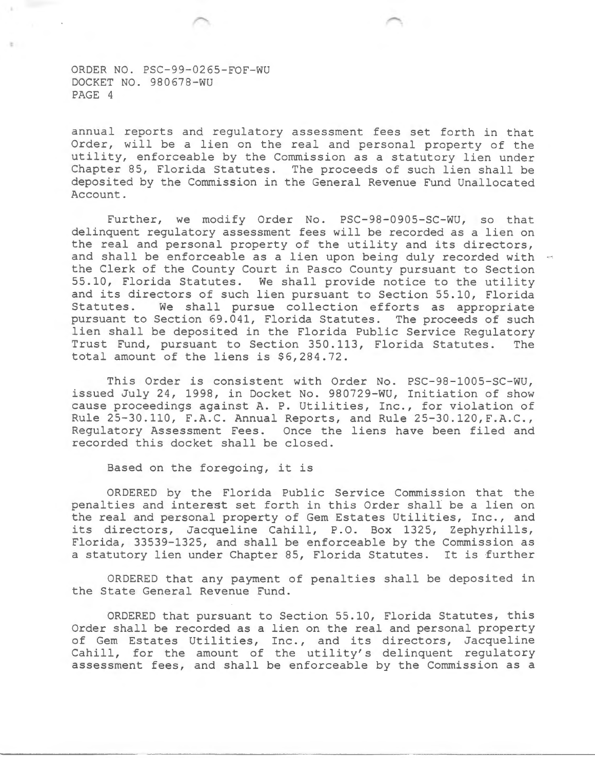annual reports and regulatory assessment fees set forth in that Order, will be a lien on the real and personal property of the utility, enforceable by the Commission as a statutory lien under Chapter 85, Florida Statutes. The proceeds of such lien shall be deposited by the Commission in the General Revenue Fund Unallocated Account.

Further, we modify Order No. PSC-98-0905-SC-WU, so that delinquent regulatory assessment fees will be recorded as a lien on the real and personal property of the utility and its directors, and shall be enforceable as a lien upon being duly recorded with the Clerk of the County Court in Pasco County pursuant to Section 55.10, Florida Statutes. We shall provide notice to the utility and its directors of such lien pursuant to Section 55.10, Florida Statutes. We shall pursue collection efforts as appropriate pursuant to Section 69.041, Florida Statutes. The proceeds of such lien shall be deposited in the Florida Public Service Regulatory Trust Fund, pursuant to Section 350.113, Florida Statutes. The total amount of the liens is $6,284.72.

This Order is consistent with Order No. PSC-98-1005-SC-WU, issued July 24, 1998, in Docket No. 980729-WU, Initiation of show cause proceedings against A. P. Utilities, Inc., for violation of Rule 25-30.110, F.A.C. Annual Reports, and Rule 25-30.120,F.A.C., Regulatory Assessment Fees. Once the liens have been filed and recorded this docket shall be closed.

Based on the foregoing, it is

ORDERED by the Florida Public Service Commission that the penalties and interest set forth in this Order shall be a lien on the real and personal property of Gem Estates Utilities, Inc., and its directors, Jacqueline Cahill, P.O. Box 1325, Zephyrhills, Florida, 33539-1325, and shall be enforceable by the Commission as a statutory lien under Chapter 85, Florida Statutes. It is further

ORDERED that any payment of penalties shall be deposited in the State General Revenue Fund.

ORDERED that pursuant to Section 55.10, Florida Statutes, this Order shall be recorded as a lien on the real and personal property of Gem Estates Utilities, Inc., and its directors, Jacqueline Cahill, for the amount of the utility's delinquent regulatory assessment fees, and shall be enforceable by the Commission as a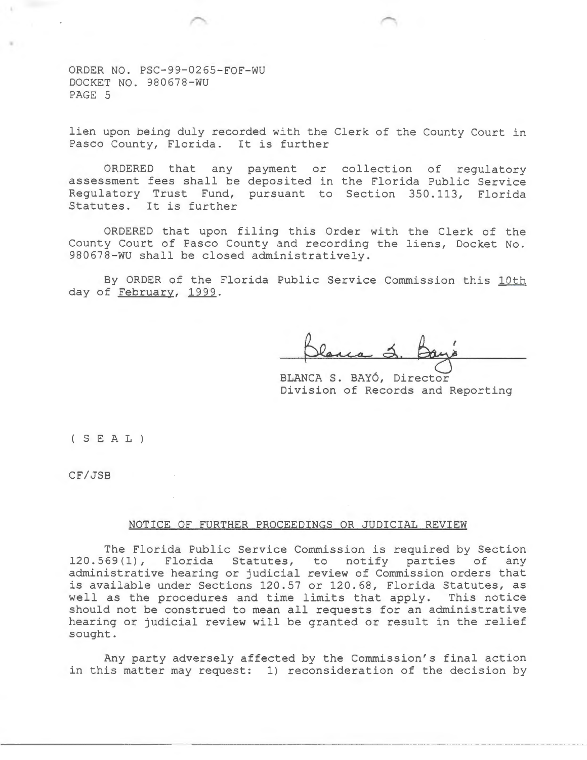lien upon being duly recorded with the Clerk of the County Court in Pasco County, Florida. It is further

ORDERED that any payment or collection of regulatory assessment fees shall be deposited in the Florida Public Service Regulatory Trust Fund, pursuant to Section 350.113, Florida Statutes. It is further

ORDERED that upon filing this Order with the Clerk of the County Court of Pasco County and recording the liens, Docket No. 980678-WU shall be closed administratively.

By ORDER of the Florida Public Service Commission this 10th day of February, 1999.

BLANCA S. BAYÓ, Director
Division of Records and Reporting

( S E A L )

CF/JSB

## NOTICE OF FURTHER PROCEEDINGS OR JUDICIAL REVIEW

The Florida Public Service Commission is required by Section 120.569(1), Florida Statutes, to notify parties of any administrative hearing or judicial review of Commission orders that is available under Sections 120.57 or 120.68, Florida Statutes, as well as the procedures and time limits that apply. This notice should not be construed to mean all requests for an administrative hearing or judicial review will be granted or result in the relief sought.

Any party adversely affected by the Commission's final action in this matter may request: 1) reconsideration of the decision by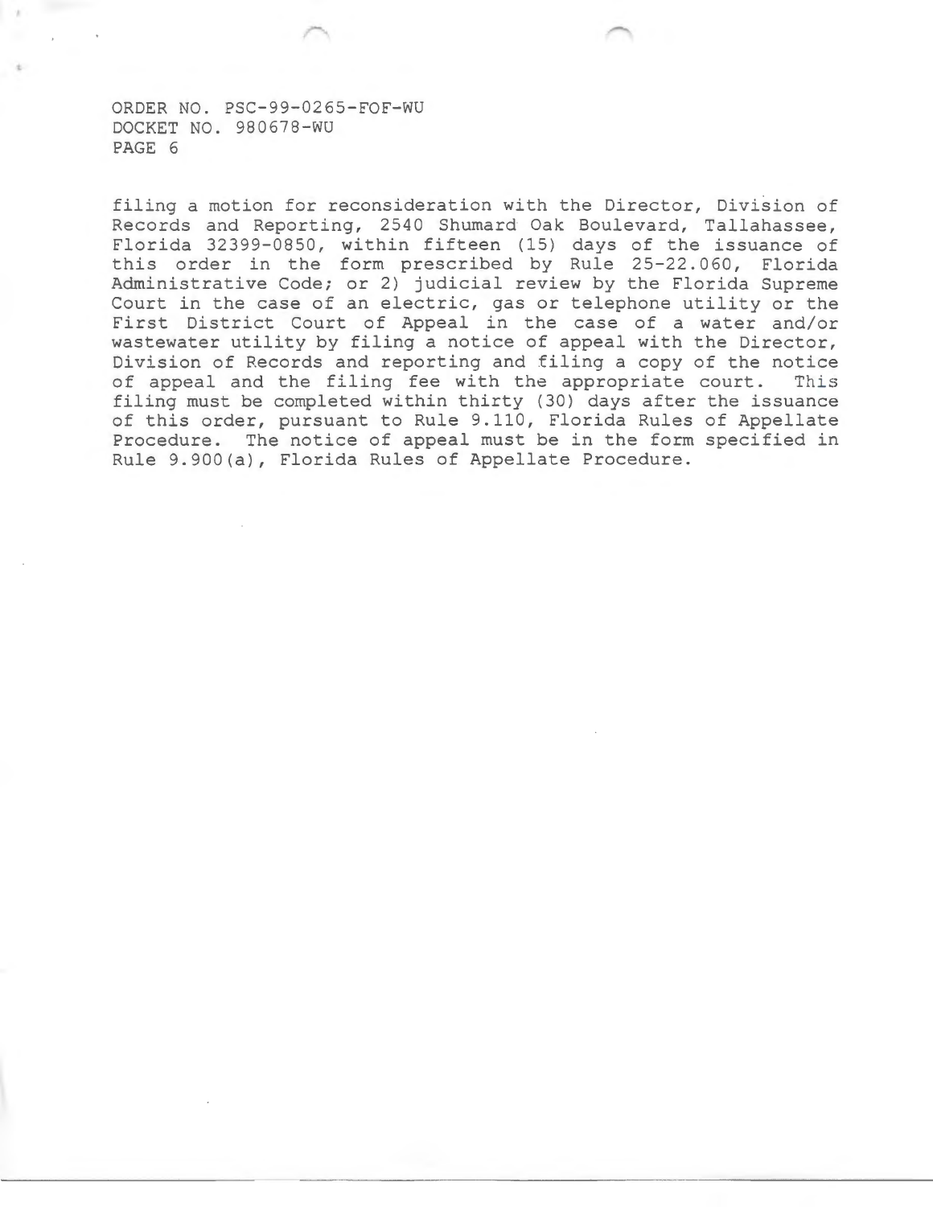filing a motion for reconsideration with the Director, Division of Records and Reporting, 2540 Shumard Oak Boulevard, Tallahassee, Florida 32399-0850, within fifteen (15) days of the issuance of this order in the form prescribed by Rule 25-22.060, Florida Administrative Code; or 2) judicial review by the Florida Supreme Court in the case of an electric, gas or telephone utility or the First District Court of Appeal in the case of a water and/or wastewater utility by filing a notice of appeal with the Director, Division of Records and reporting and filing a copy of the notice of appeal and the filing fee with the appropriate court. This filing must be completed within thirty (30) days after the issuance of this order, pursuant to Rule 9.110, Florida Rules of Appellate Procedure. The notice of appeal must be in the form specified in Rule 9.900(a), Florida Rules of Appellate Procedure.